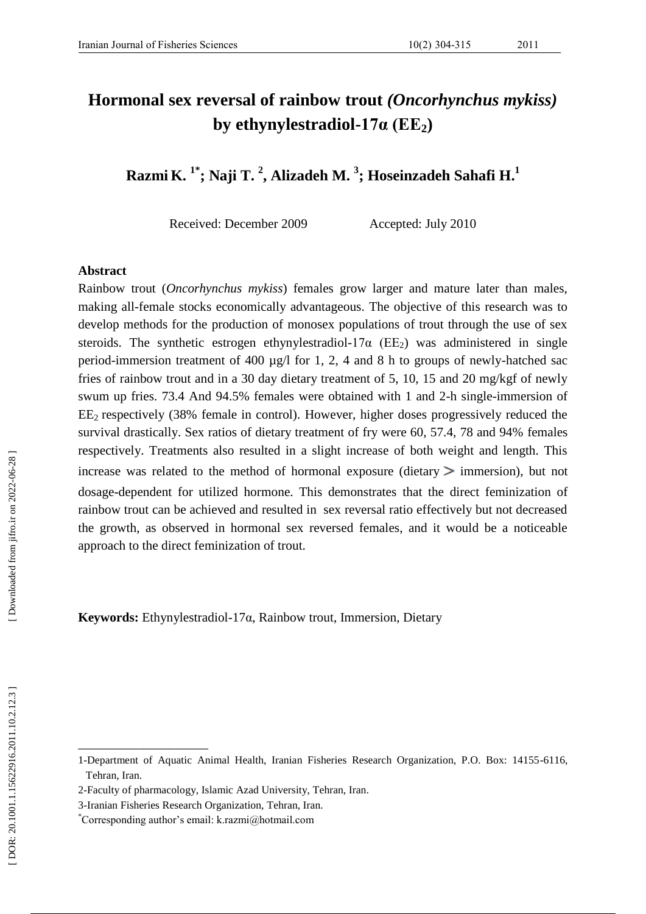# Hormonal sex reversal of rainbow trout *(Oncorhynchus mykiss)* by ethynylestradiol-17α ($EE_2$)

**Razmi K. [1*]; Naji T. [2], Alizadeh M. [3]; Hoseinzadeh Sahafi H.[1]**

Received: December 2009 Accepted: July 2010

## Abstract

Rainbow trout (*Oncorhynchus mykiss*) females grow larger and mature later than males, making all-female stocks economically advantageous. The objective of this research was to develop methods for the production of monosex populations of trout through the use of sex steroids. The synthetic estrogen ethynylestradiol-17α ($EE_2$) was administered in single period-immersion treatment of 400 µg/l for 1, 2, 4 and 8 h to groups of newly-hatched sac fries of rainbow trout and in a 30 day dietary treatment of 5, 10, 15 and 20 mg/kgf of newly swum up fries. 73.4 And 94.5% females were obtained with 1 and 2-h single-immersion of $EE_2$ respectively (38% female in control). However, higher doses progressively reduced the survival drastically. Sex ratios of dietary treatment of fry were 60, 57.4, 78 and 94% females respectively. Treatments also resulted in a slight increase of both weight and length. This increase was related to the method of hormonal exposure (dietary > immersion), but not dosage-dependent for utilized hormone. This demonstrates that the direct feminization of rainbow trout can be achieved and resulted in sex reversal ratio effectively but not decreased the growth, as observed in hormonal sex reversed females, and it would be a noticeable approach to the direct feminization of trout.

**Keywords:** Ethynylestradiol-17α, Rainbow trout, Immersion, Dietary

---

1-Department of Aquatic Animal Health, Iranian Fisheries Research Organization, P.O. Box: 14155-6116, Tehran, Iran.

2-Faculty of pharmacology, Islamic Azad University, Tehran, Iran.

3-Iranian Fisheries Research Organization, Tehran, Iran.

*Corresponding author's email: k.razmi@hotmail.com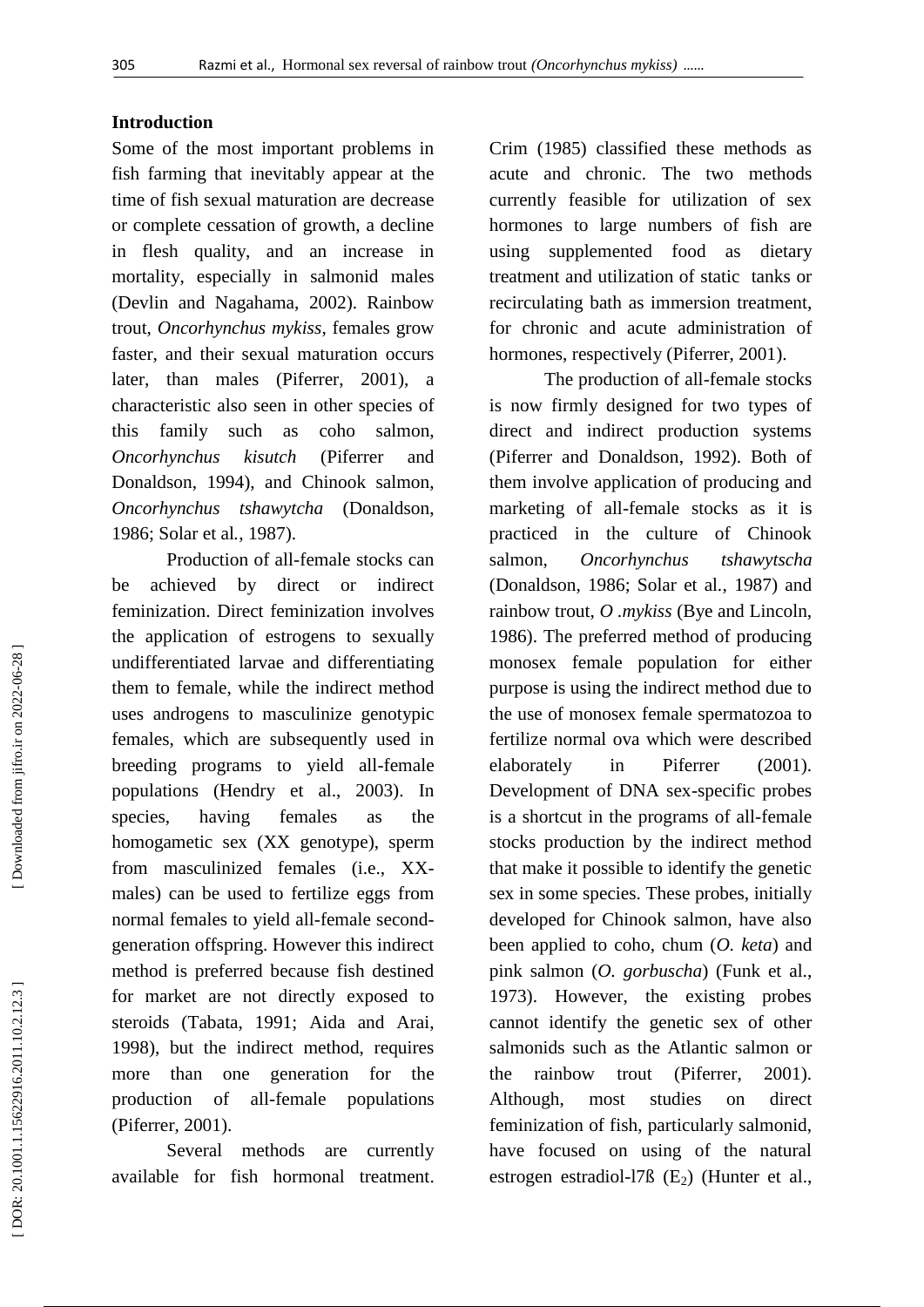## Introduction

Some of the most important problems in fish farming that inevitably appear at the time of fish sexual maturation are decrease or complete cessation of growth, a decline in flesh quality, and an increase in mortality, especially in salmonid males (Devlin and Nagahama, 2002). Rainbow trout, *Oncorhynchus mykiss*, females grow faster, and their sexual maturation occurs later, than males (Piferrer, 2001), a characteristic also seen in other species of this family such as coho salmon, *Oncorhynchus kisutch* (Piferrer and Donaldson, 1994), and Chinook salmon, *Oncorhynchus tshawytcha* (Donaldson, 1986; Solar et al., 1987).

Production of all-female stocks can be achieved by direct or indirect feminization. Direct feminization involves the application of estrogens to sexually undifferentiated larvae and differentiating them to female, while the indirect method uses androgens to masculinize genotypic females, which are subsequently used in breeding programs to yield all-female populations (Hendry et al., 2003). In species, having females as the homogametic sex (XX genotype), sperm from masculinized females (i.e., XX-males) can be used to fertilize eggs from normal females to yield all-female second-generation offspring. However this indirect method is preferred because fish destined for market are not directly exposed to steroids (Tabata, 1991; Aida and Arai, 1998), but the indirect method, requires more than one generation for the production of all-female populations (Piferrer, 2001).

Several methods are currently available for fish hormonal treatment. Crim (1985) classified these methods as acute and chronic. The two methods currently feasible for utilization of sex hormones to large numbers of fish are using supplemented food as dietary treatment and utilization of static tanks or recirculating bath as immersion treatment, for chronic and acute administration of hormones, respectively (Piferrer, 2001).

The production of all-female stocks is now firmly designed for two types of direct and indirect production systems (Piferrer and Donaldson, 1992). Both of them involve application of producing and marketing of all-female stocks as it is practiced in the culture of Chinook salmon, *Oncorhynchus tshawytscha* (Donaldson, 1986; Solar et al., 1987) and rainbow trout, *O .mykiss* (Bye and Lincoln, 1986). The preferred method of producing monosex female population for either purpose is using the indirect method due to the use of monosex female spermatozoa to fertilize normal ova which were described elaborately in Piferrer (2001). Development of DNA sex-specific probes is a shortcut in the programs of all-female stocks production by the indirect method that make it possible to identify the genetic sex in some species. These probes, initially developed for Chinook salmon, have also been applied to coho, chum (*O. keta*) and pink salmon (*O. gorbuscha*) (Funk et al., 1973). However, the existing probes cannot identify the genetic sex of other salmonids such as the Atlantic salmon or the rainbow trout (Piferrer, 2001). Although, most studies on direct feminization of fish, particularly salmonid, have focused on using of the natural estrogen estradiol-l7ß ($E_2$) (Hunter et al.,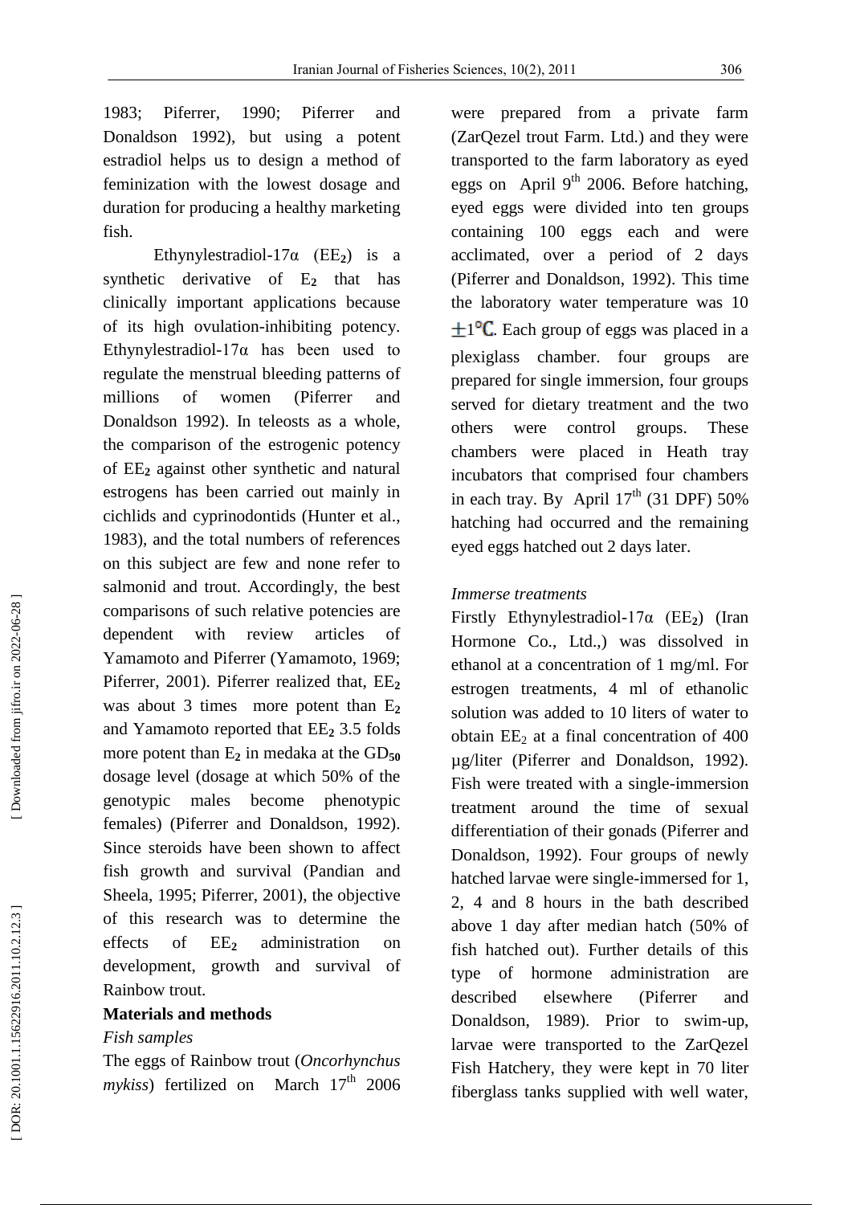1983; Piferrer, 1990; Piferrer and Donaldson 1992), but using a potent estradiol helps us to design a method of feminization with the lowest dosage and duration for producing a healthy marketing fish.

Ethynylestradiol-17α ($EE_2$) is a synthetic derivative of $E_2$ that has clinically important applications because of its high ovulation-inhibiting potency. Ethynylestradiol-17α has been used to regulate the menstrual bleeding patterns of millions of women (Piferrer and Donaldson 1992). In teleosts as a whole, the comparison of the estrogenic potency of $EE_2$ against other synthetic and natural estrogens has been carried out mainly in cichlids and cyprinodontids (Hunter et al., 1983), and the total numbers of references on this subject are few and none refer to salmonid and trout. Accordingly, the best comparisons of such relative potencies are dependent with review articles of Yamamoto and Piferrer (Yamamoto, 1969; Piferrer, 2001). Piferrer realized that, $EE_2$ was about 3 times more potent than $E_2$ and Yamamoto reported that $EE_2$ 3.5 folds more potent than $E_2$ in medaka at the $GD_{50}$ dosage level (dosage at which 50% of the genotypic males become phenotypic females) (Piferrer and Donaldson, 1992). Since steroids have been shown to affect fish growth and survival (Pandian and Sheela, 1995; Piferrer, 2001), the objective of this research was to determine the effects of $EE_2$ administration on development, growth and survival of Rainbow trout.

## Materials and methods

### *Fish samples*

The eggs of Rainbow trout (*Oncorhynchus mykiss*) fertilized on March 17[th] 2006 were prepared from a private farm (ZarQezel trout Farm. Ltd.) and they were transported to the farm laboratory as eyed eggs on April 9[th] 2006. Before hatching, eyed eggs were divided into ten groups containing 100 eggs each and were acclimated, over a period of 2 days (Piferrer and Donaldson, 1992). This time the laboratory water temperature was 10 ±1°C. Each group of eggs was placed in a plexiglass chamber. four groups are prepared for single immersion, four groups served for dietary treatment and the two others were control groups. These chambers were placed in Heath tray incubators that comprised four chambers in each tray. By April 17[th] (31 DPF) 50% hatching had occurred and the remaining eyed eggs hatched out 2 days later.

### *Immerse treatments*

Firstly Ethynylestradiol-17α ($EE_2$) (Iran Hormone Co., Ltd.,) was dissolved in ethanol at a concentration of 1 mg/ml. For estrogen treatments, 4 ml of ethanolic solution was added to 10 liters of water to obtain $EE_2$ at a final concentration of 400 µg/liter (Piferrer and Donaldson, 1992). Fish were treated with a single-immersion treatment around the time of sexual differentiation of their gonads (Piferrer and Donaldson, 1992). Four groups of newly hatched larvae were single-immersed for 1, 2, 4 and 8 hours in the bath described above 1 day after median hatch (50% of fish hatched out). Further details of this type of hormone administration are described elsewhere (Piferrer and Donaldson, 1989). Prior to swim-up, larvae were transported to the ZarQezel Fish Hatchery, they were kept in 70 liter fiberglass tanks supplied with well water,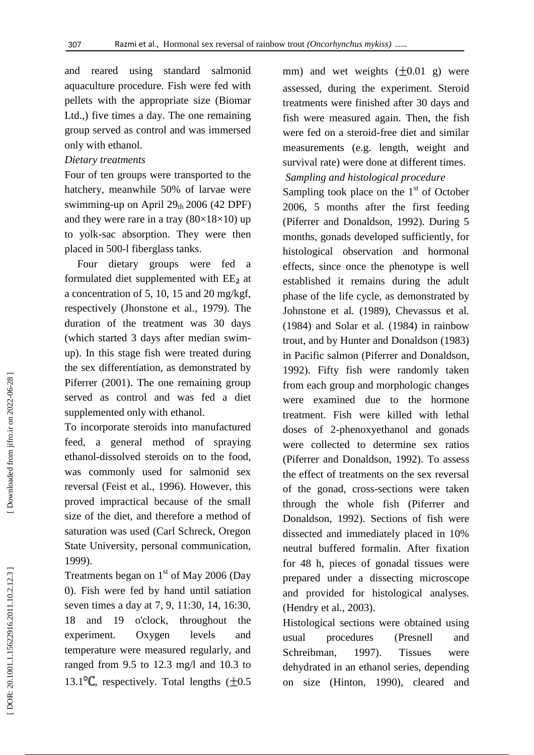and reared using standard salmonid aquaculture procedure. Fish were fed with pellets with the appropriate size (Biomar Ltd.,) five times a day. The one remaining group served as control and was immersed only with ethanol.

*Dietary treatments*

Four of ten groups were transported to the hatchery, meanwhile 50% of larvae were swimming-up on April $29_{th}$ 2006 (42 DPF) and they were rare in a tray (80×18×10) up to yolk-sac absorption. They were then placed in 500-l fiberglass tanks.

Four dietary groups were fed a formulated diet supplemented with $EE_2$ at a concentration of 5, 10, 15 and 20 mg/kgf, respectively (Jhonstone et al., 1979). The duration of the treatment was 30 days (which started 3 days after median swim-up). In this stage fish were treated during the sex differentiation, as demonstrated by Piferrer (2001). The one remaining group served as control and was fed a diet supplemented only with ethanol.

To incorporate steroids into manufactured feed, a general method of spraying ethanol-dissolved steroids on to the food, was commonly used for salmonid sex reversal (Feist et al., 1996). However, this proved impractical because of the small size of the diet, and therefore a method of saturation was used (Carl Schreck, Oregon State University, personal communication, 1999).

Treatments began on 1st of May 2006 (Day 0). Fish were fed by hand until satiation seven times a day at 7, 9, 11:30, 14, 16:30, 18 and 19 o'clock, throughout the experiment. Oxygen levels and temperature were measured regularly, and ranged from 9.5 to 12.3 mg/l and 10.3 to 13.1℃, respectively. Total lengths (±0.5 mm) and wet weights (±0.01 g) were assessed, during the experiment. Steroid treatments were finished after 30 days and fish were measured again. Then, the fish were fed on a steroid-free diet and similar measurements (e.g. length, weight and survival rate) were done at different times.

*Sampling and histological procedure*

Sampling took place on the 1st of October 2006, 5 months after the first feeding (Piferrer and Donaldson, 1992). During 5 months, gonads developed sufficiently, for histological observation and hormonal effects, since once the phenotype is well established it remains during the adult phase of the life cycle, as demonstrated by Johnstone et al. (1989), Chevassus et al. (1984) and Solar et al. (1984) in rainbow trout, and by Hunter and Donaldson (1983) in Pacific salmon (Piferrer and Donaldson, 1992). Fifty fish were randomly taken from each group and morphologic changes were examined due to the hormone treatment. Fish were killed with lethal doses of 2-phenoxyethanol and gonads were collected to determine sex ratios (Piferrer and Donaldson, 1992). To assess the effect of treatments on the sex reversal of the gonad, cross-sections were taken through the whole fish (Piferrer and Donaldson, 1992). Sections of fish were dissected and immediately placed in 10% neutral buffered formalin. After fixation for 48 h, pieces of gonadal tissues were prepared under a dissecting microscope and provided for histological analyses. (Hendry et al., 2003).

Histological sections were obtained using usual procedures (Presnell and Schreibman, 1997). Tissues were dehydrated in an ethanol series, depending on size (Hinton, 1990), cleared and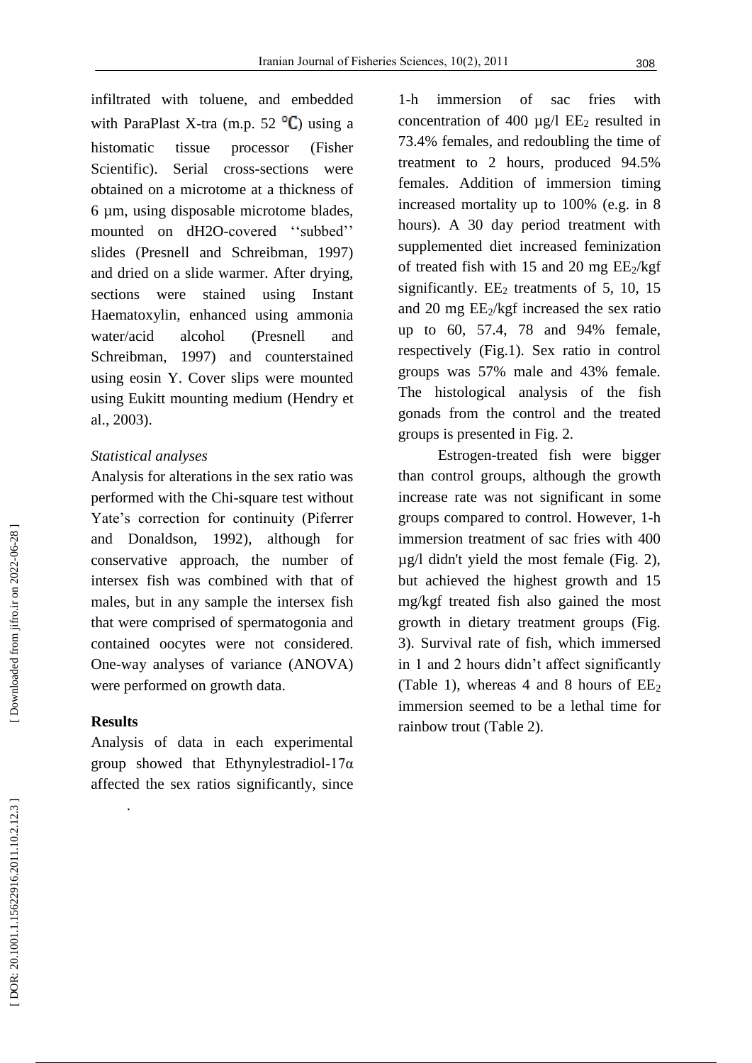infiltrated with toluene, and embedded with ParaPlast X-tra (m.p. 52 °C) using a histomatic tissue processor (Fisher Scientific). Serial cross-sections were obtained on a microtome at a thickness of 6 µm, using disposable microtome blades, mounted on dH2O-covered ''subbed'' slides (Presnell and Schreibman, 1997) and dried on a slide warmer. After drying, sections were stained using Instant Haematoxylin, enhanced using ammonia water/acid alcohol (Presnell and Schreibman, 1997) and counterstained using eosin Y. Cover slips were mounted using Eukitt mounting medium (Hendry et al., 2003).

*Statistical analyses*

Analysis for alterations in the sex ratio was performed with the Chi-square test without Yate's correction for continuity (Piferrer and Donaldson, 1992), although for conservative approach, the number of intersex fish was combined with that of males, but in any sample the intersex fish that were comprised of spermatogonia and contained oocytes were not considered. One-way analyses of variance (ANOVA) were performed on growth data.

**Results**

Analysis of data in each experimental group showed that Ethynylestradiol-17α affected the sex ratios significantly, since 1-h immersion of sac fries with concentration of 400 µg/l $EE_2$ resulted in 73.4% females, and redoubling the time of treatment to 2 hours, produced 94.5% females. Addition of immersion timing increased mortality up to 100% (e.g. in 8 hours). A 30 day period treatment with supplemented diet increased feminization of treated fish with 15 and 20 mg $EE_2$/kgf significantly. $EE_2$ treatments of 5, 10, 15 and 20 mg $EE_2$/kgf increased the sex ratio up to 60, 57.4, 78 and 94% female, respectively (Fig.1). Sex ratio in control groups was 57% male and 43% female. The histological analysis of the fish gonads from the control and the treated groups is presented in Fig. 2.

Estrogen-treated fish were bigger than control groups, although the growth increase rate was not significant in some groups compared to control. However, 1-h immersion treatment of sac fries with 400 µg/l didn't yield the most female (Fig. 2), but achieved the highest growth and 15 mg/kgf treated fish also gained the most growth in dietary treatment groups (Fig. 3). Survival rate of fish, which immersed in 1 and 2 hours didn't affect significantly (Table 1), whereas 4 and 8 hours of $EE_2$ immersion seemed to be a lethal time for rainbow trout (Table 2).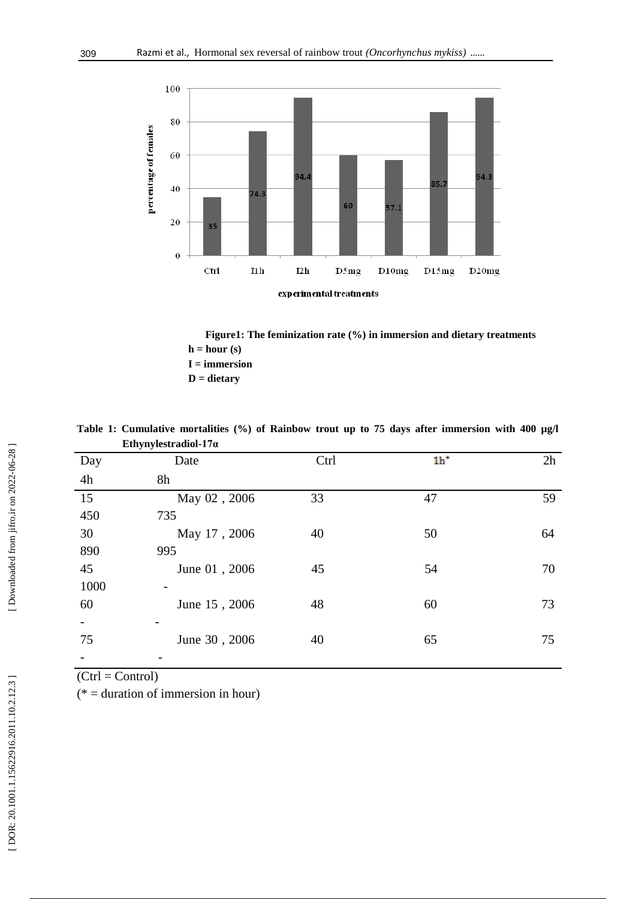**Figure1: The feminization rate (%) in immersion and dietary treatments**

**h = hour (s)**

**I = immersion**

**D = dietary**

**Table 1: Cumulative mortalities (%) of Rainbow trout up to 75 days after immersion with 400 µg/l Ethynylestradiol-17α**

| Day | Date | Ctrl | 1h* | 2h | 4h | 8h |
|---|---|---|---|---|---|---|
| 15 | May 02 , 2006 | 33 | 47 | 59 | 450 | 735 |
| 30 | May 17 , 2006 | 40 | 50 | 64 | 890 | 995 |
| 45 | June 01 , 2006 | 45 | 54 | 70 | 1000 | - |
| 60 | June 15 , 2006 | 48 | 60 | 73 | - | - |
| 75 | June 30 , 2006 | 40 | 65 | 75 | - | - |

(Ctrl = Control)

(* = duration of immersion in hour)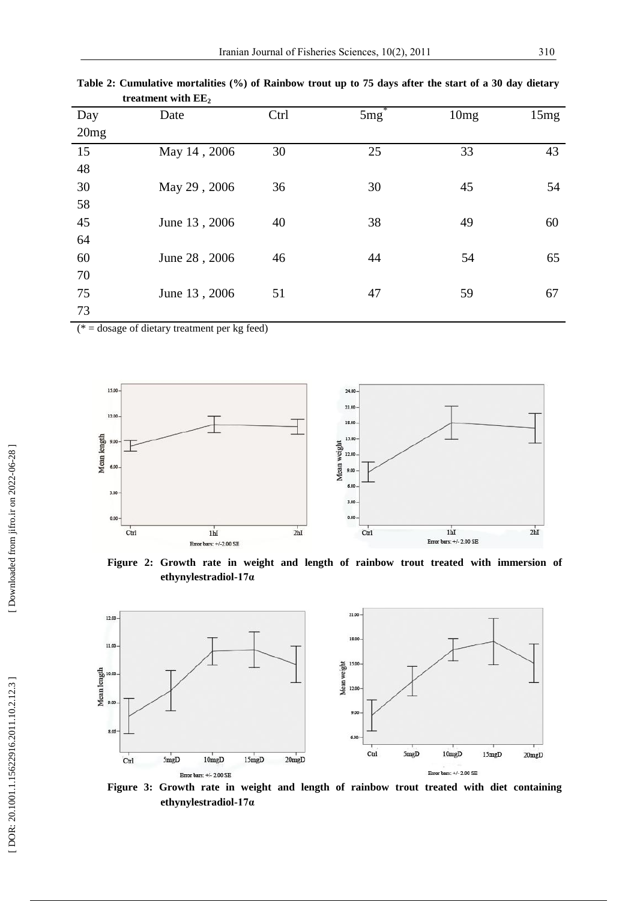**Table 2: Cumulative mortalities (%) of Rainbow trout up to 75 days after the start of a 30 day dietary treatment with $EE_2$**

| Day | Date | Ctrl | 5mg* | 10mg | 15mg | 20mg |
|---|---|---|---|---|---|---|
| 15 | May 14 , 2006 | 30 | 25 | 33 | 43 | 48 |
| 30 | May 29 , 2006 | 36 | 30 | 45 | 54 | 58 |
| 45 | June 13 , 2006 | 40 | 38 | 49 | 60 | 64 |
| 60 | June 28 , 2006 | 46 | 44 | 54 | 65 | 70 |
| 75 | June 13 , 2006 | 51 | 47 | 59 | 67 | 73 |

(* = dosage of dietary treatment per kg feed)

**Figure 2: Growth rate in weight and length of rainbow trout treated with immersion of ethynylestradiol-17α**

**Figure 3: Growth rate in weight and length of rainbow trout treated with diet containing ethynylestradiol-17α**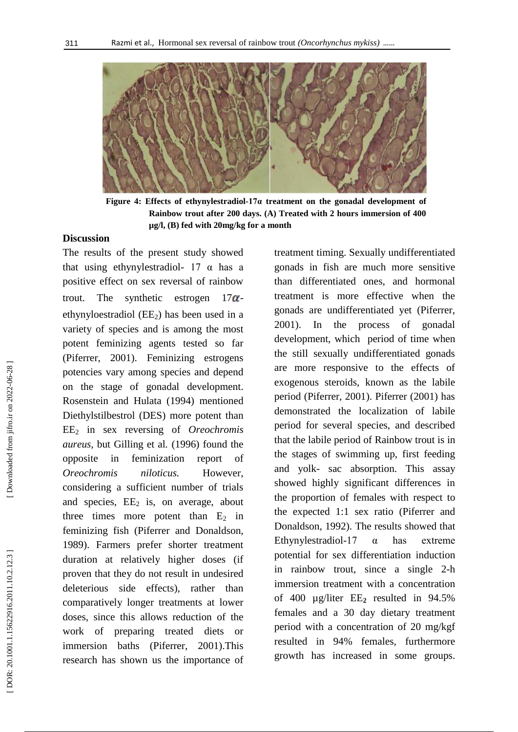**Figure 4: Effects of ethynylestradiol-17α treatment on the gonadal development of Rainbow trout after 200 days. (A) Treated with 2 hours immersion of 400 µg/l, (B) fed with 20mg/kg for a month**

## Discussion

The results of the present study showed that using ethynylestradiol- 17 α has a positive effect on sex reversal of rainbow trout. The synthetic estrogen 17α-ethynyloestradiol ($EE_2$) has been used in a variety of species and is among the most potent feminizing agents tested so far (Piferrer, 2001). Feminizing estrogens potencies vary among species and depend on the stage of gonadal development. Rosenstein and Hulata (1994) mentioned Diethylstilbestrol (DES) more potent than $EE_2$ in sex reversing of *Oreochromis aureus*, but Gilling et al. (1996) found the opposite in feminization report of *Oreochromis niloticus.* However, considering a sufficient number of trials and species, $EE_2$ is, on average, about three times more potent than $E_2$ in feminizing fish (Piferrer and Donaldson, 1989). Farmers prefer shorter treatment duration at relatively higher doses (if proven that they do not result in undesired deleterious side effects), rather than comparatively longer treatments at lower doses, since this allows reduction of the work of preparing treated diets or immersion baths (Piferrer, 2001).This research has shown us the importance of treatment timing. Sexually undifferentiated gonads in fish are much more sensitive than differentiated ones, and hormonal treatment is more effective when the gonads are undifferentiated yet (Piferrer, 2001). In the process of gonadal development, which period of time when the still sexually undifferentiated gonads are more responsive to the effects of exogenous steroids, known as the labile period (Piferrer, 2001). Piferrer (2001) has demonstrated the localization of labile period for several species, and described that the labile period of Rainbow trout is in the stages of swimming up, first feeding and yolk- sac absorption. This assay showed highly significant differences in the proportion of females with respect to the expected 1:1 sex ratio (Piferrer and Donaldson, 1992). The results showed that Ethynylestradiol-17 α has extreme potential for sex differentiation induction in rainbow trout, since a single 2-h immersion treatment with a concentration of 400 µg/liter $EE_2$ resulted in 94.5% females and a 30 day dietary treatment period with a concentration of 20 mg/kgf resulted in 94% females, furthermore growth has increased in some groups.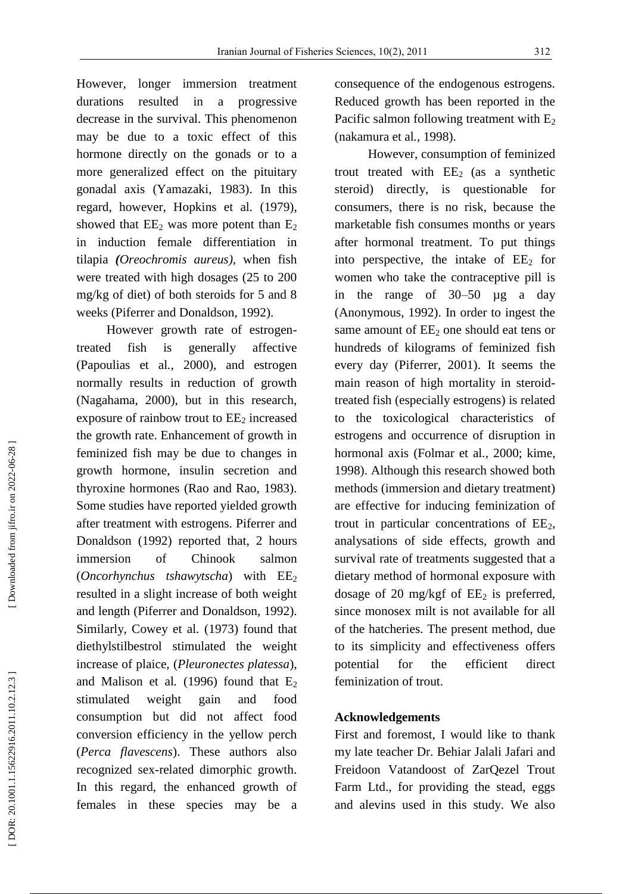However, longer immersion treatment durations resulted in a progressive decrease in the survival. This phenomenon may be due to a toxic effect of this hormone directly on the gonads or to a more generalized effect on the pituitary gonadal axis (Yamazaki, 1983). In this regard, however, Hopkins et al. (1979), showed that $EE_2$ was more potent than $E_2$ in induction female differentiation in tilapia ***(****Oreochromis aureus)*, when fish were treated with high dosages (25 to 200 mg/kg of diet) of both steroids for 5 and 8 weeks (Piferrer and Donaldson, 1992).

However growth rate of estrogen-treated fish is generally affective (Papoulias et al., 2000), and estrogen normally results in reduction of growth (Nagahama, 2000), but in this research, exposure of rainbow trout to $EE_2$ increased the growth rate. Enhancement of growth in feminized fish may be due to changes in growth hormone, insulin secretion and thyroxine hormones (Rao and Rao, 1983). Some studies have reported yielded growth after treatment with estrogens. Piferrer and Donaldson (1992) reported that, 2 hours immersion of Chinook salmon (*Oncorhynchus tshawytscha*) with $EE_2$ resulted in a slight increase of both weight and length (Piferrer and Donaldson, 1992). Similarly, Cowey et al. (1973) found that diethylstilbestrol stimulated the weight increase of plaice, (*Pleuronectes platessa*), and Malison et al. (1996) found that $E_2$ stimulated weight gain and food consumption but did not affect food conversion efficiency in the yellow perch (*Perca flavescens*). These authors also recognized sex-related dimorphic growth. In this regard, the enhanced growth of females in these species may be a consequence of the endogenous estrogens. Reduced growth has been reported in the Pacific salmon following treatment with $E_2$ (nakamura et al., 1998).

However, consumption of feminized trout treated with $EE_2$ (as a synthetic steroid) directly, is questionable for consumers, there is no risk, because the marketable fish consumes months or years after hormonal treatment. To put things into perspective, the intake of $EE_2$ for women who take the contraceptive pill is in the range of 30–50 µg a day (Anonymous, 1992). In order to ingest the same amount of $EE_2$ one should eat tens or hundreds of kilograms of feminized fish every day (Piferrer, 2001). It seems the main reason of high mortality in steroid-treated fish (especially estrogens) is related to the toxicological characteristics of estrogens and occurrence of disruption in hormonal axis (Folmar et al., 2000; kime, 1998). Although this research showed both methods (immersion and dietary treatment) are effective for inducing feminization of trout in particular concentrations of $EE_2$, analysations of side effects, growth and survival rate of treatments suggested that a dietary method of hormonal exposure with dosage of 20 mg/kgf of $EE_2$ is preferred, since monosex milt is not available for all of the hatcheries. The present method, due to its simplicity and effectiveness offers potential for the efficient direct feminization of trout.

## Acknowledgements

First and foremost, I would like to thank my late teacher Dr. Behiar Jalali Jafari and Freidoon Vatandoost of ZarQezel Trout Farm Ltd., for providing the stead, eggs and alevins used in this study. We also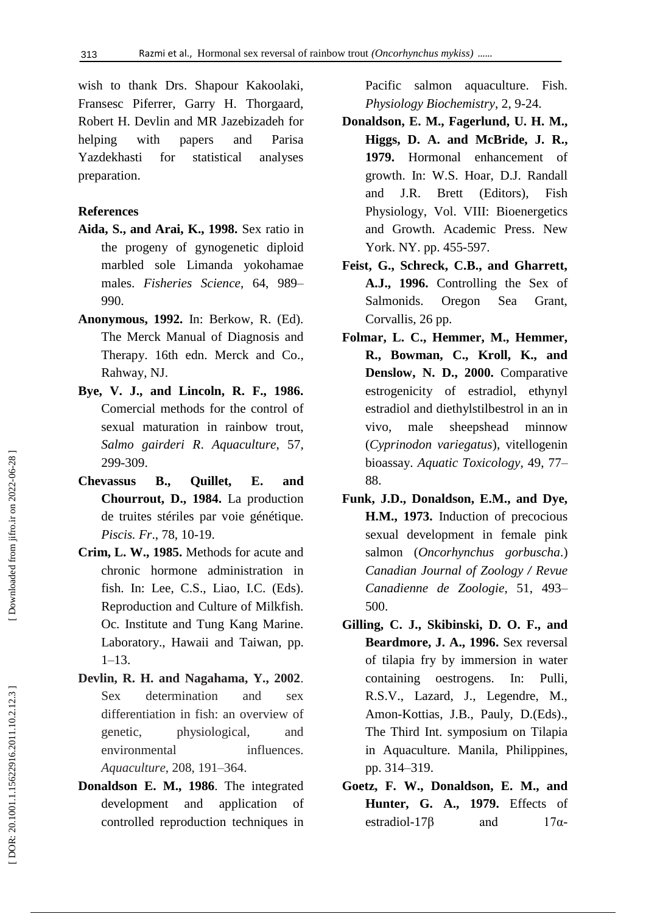wish to thank Drs. Shapour Kakoolaki, Fransesc Piferrer, Garry H. Thorgaard, Robert H. Devlin and MR Jazebizadeh for helping with papers and Parisa Yazdekhasti for statistical analyses preparation.

## References

**Aida, S., and Arai, K., 1998.** Sex ratio in the progeny of gynogenetic diploid marbled sole Limanda yokohamae males. *Fisheries Science*, 64, 989–990.

**Anonymous, 1992.** In: Berkow, R. (Ed). The Merck Manual of Diagnosis and Therapy. 16th edn. Merck and Co., Rahway, NJ.

**Bye, V. J., and Lincoln, R. F., 1986.** Comercial methods for the control of sexual maturation in rainbow trout, *Salmo gairderi R*. *Aquaculture*, 57, 299-309.

**Chevassus B., Quillet, E. and Chourrout, D., 1984.** La production de truites stériles par voie génétique. *Piscis. Fr*., 78, 10-19.

**Crim, L. W., 1985.** Methods for acute and chronic hormone administration in fish. In: Lee, C.S., Liao, I.C. (Eds). Reproduction and Culture of Milkfish. Oc. Institute and Tung Kang Marine. Laboratory., Hawaii and Taiwan, pp. 1–13.

**Devlin, R. H. and Nagahama, Y., 2002**. Sex determination and sex differentiation in fish: an overview of genetic, physiological, and environmental influences. *Aquaculture*, 208, 191–364.

**Donaldson E. M., 1986**. The integrated development and application of controlled reproduction techniques in Pacific salmon aquaculture. Fish. *Physiology Biochemistry*, 2, 9-24.

**Donaldson, E. M., Fagerlund, U. H. M., Higgs, D. A. and McBride, J. R., 1979.** Hormonal enhancement of growth. In: W.S. Hoar, D.J. Randall and J.R. Brett (Editors), Fish Physiology, Vol. VIII: Bioenergetics and Growth. Academic Press. New York. NY. pp. 455-597.

**Feist, G., Schreck, C.B., and Gharrett, A.J., 1996.** Controlling the Sex of Salmonids. Oregon Sea Grant, Corvallis, 26 pp.

**Folmar, L. C., Hemmer, M., Hemmer, R., Bowman, C., Kroll, K., and Denslow, N. D., 2000.** Comparative estrogenicity of estradiol, ethynyl estradiol and diethylstilbestrol in an in vivo, male sheepshead minnow (*Cyprinodon variegatus*), vitellogenin bioassay. *Aquatic Toxicology*, 49, 77–88.

**Funk, J.D., Donaldson, E.M., and Dye, H.M., 1973.** Induction of precocious sexual development in female pink salmon (*Oncorhynchus gorbuscha*.) *Canadian Journal of Zoology / Revue Canadienne de Zoologie*, 51, 493–500.

**Gilling, C. J., Skibinski, D. O. F., and Beardmore, J. A., 1996.** Sex reversal of tilapia fry by immersion in water containing oestrogens. In: Pulli, R.S.V., Lazard, J., Legendre, M., Amon-Kottias, J.B., Pauly, D.(Eds)., The Third Int. symposium on Tilapia in Aquaculture. Manila, Philippines, pp. 314–319.

**Goetz, F. W., Donaldson, E. M., and Hunter, G. A., 1979.** Effects of estradiol-17β and 17α-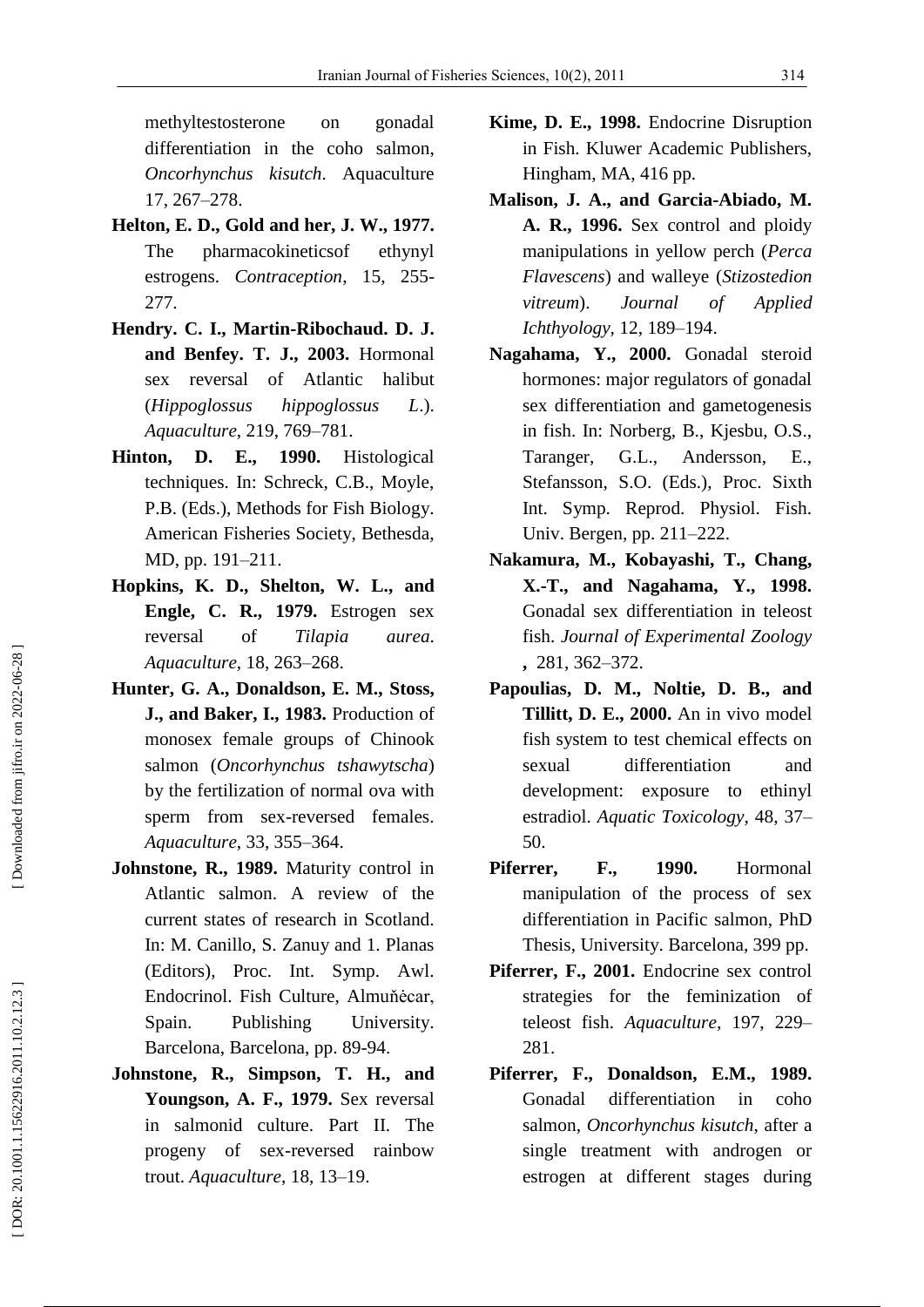methyltestosterone on gonadal differentiation in the coho salmon, *Oncorhynchus kisutch*. Aquaculture 17, 267–278.

**Helton, E. D., Gold and her, J. W., 1977.** The pharmacokineticsof ethynyl estrogens. *Contraception*, 15, 255-277.

**Hendry. C. I., Martin-Ribochaud. D. J. and Benfey. T. J., 2003.** Hormonal sex reversal of Atlantic halibut (*Hippoglossus hippoglossus L*.). *Aquaculture*, 219, 769–781.

**Hinton, D. E., 1990.** Histological techniques. In: Schreck, C.B., Moyle, P.B. (Eds.), Methods for Fish Biology. American Fisheries Society, Bethesda, MD, pp. 191–211.

**Hopkins, K. D., Shelton, W. L., and Engle, C. R., 1979.** Estrogen sex reversal of *Tilapia aurea*. *Aquaculture*, 18, 263–268.

**Hunter, G. A., Donaldson, E. M., Stoss, J., and Baker, I., 1983.** Production of monosex female groups of Chinook salmon (*Oncorhynchus tshawytscha*) by the fertilization of normal ova with sperm from sex-reversed females. *Aquaculture*, 33, 355–364.

**Johnstone, R., 1989.** Maturity control in Atlantic salmon. A review of the current states of research in Scotland. In: M. Canillo, S. Zanuy and 1. Planas (Editors), Proc. Int. Symp. Awl. Endocrinol. Fish Culture, Almuňėcar, Spain. Publishing University. Barcelona, Barcelona, pp. 89-94.

**Johnstone, R., Simpson, T. H., and Youngson, A. F., 1979.** Sex reversal in salmonid culture. Part II. The progeny of sex-reversed rainbow trout. *Aquaculture*, 18, 13–19.

**Kime, D. E., 1998.** Endocrine Disruption in Fish. Kluwer Academic Publishers, Hingham, MA, 416 pp.

**Malison, J. A., and Garcia-Abiado, M. A. R., 1996.** Sex control and ploidy manipulations in yellow perch (*Perca Flavescens*) and walleye (*Stizostedion vitreum*). *Journal of Applied Ichthyology,* 12, 189–194.

**Nagahama, Y., 2000.** Gonadal steroid hormones: major regulators of gonadal sex differentiation and gametogenesis in fish. In: Norberg, B., Kjesbu, O.S., Taranger, G.L., Andersson, E., Stefansson, S.O. (Eds.), Proc. Sixth Int. Symp. Reprod. Physiol. Fish. Univ. Bergen, pp. 211–222.

**Nakamura, M., Kobayashi, T., Chang, X.-T., and Nagahama, Y., 1998.** Gonadal sex differentiation in teleost fish. *Journal of Experimental Zoology* **,** 281, 362–372.

**Papoulias, D. M., Noltie, D. B., and Tillitt, D. E., 2000.** An in vivo model fish system to test chemical effects on sexual differentiation and development: exposure to ethinyl estradiol. *Aquatic Toxicology*, 48, 37–50.

**Piferrer, F., 1990.** Hormonal manipulation of the process of sex differentiation in Pacific salmon, PhD Thesis, University. Barcelona, 399 pp.

**Piferrer, F., 2001.** Endocrine sex control strategies for the feminization of teleost fish. *Aquaculture*, 197, 229–281.

**Piferrer, F., Donaldson, E.M., 1989.** Gonadal differentiation in coho salmon, *Oncorhynchus kisutch*, after a single treatment with androgen or estrogen at different stages during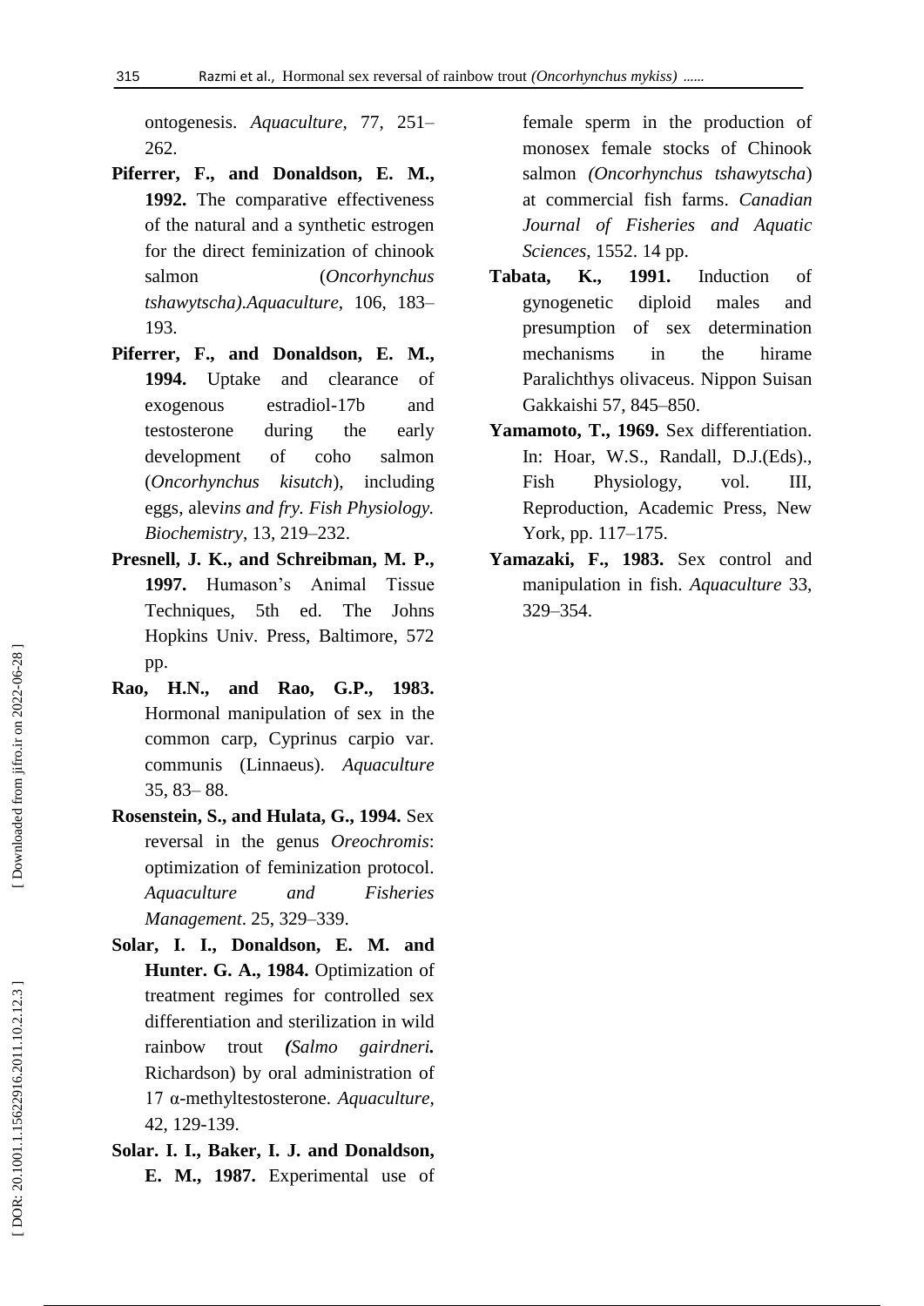ontogenesis. *Aquaculture*, 77, 251–262.

**Piferrer, F., and Donaldson, E. M., 1992.** The comparative effectiveness of the natural and a synthetic estrogen for the direct feminization of chinook salmon (*Oncorhynchus tshawytscha).Aquaculture*, 106, 183–193.

**Piferrer, F., and Donaldson, E. M., 1994.** Uptake and clearance of exogenous estradiol-17b and testosterone during the early development of coho salmon (*Oncorhynchus kisutch*), including eggs, alev*ins and fry. Fish Physiology. Biochemistry*, 13, 219–232.

**Presnell, J. K., and Schreibman, M. P., 1997.** Humason's Animal Tissue Techniques, 5th ed. The Johns Hopkins Univ. Press, Baltimore, 572 pp.

**Rao, H.N., and Rao, G.P., 1983.** Hormonal manipulation of sex in the common carp, Cyprinus carpio var. communis (Linnaeus). *Aquaculture* 35, 83– 88.

**Rosenstein, S., and Hulata, G., 1994.** Sex reversal in the genus *Oreochromis*: optimization of feminization protocol. *Aquaculture and Fisheries Management*. 25, 329–339.

**Solar, I. I., Donaldson, E. M. and Hunter. G. A., 1984.** Optimization of treatment regimes for controlled sex differentiation and sterilization in wild rainbow trout ***(****Salmo gairdneri***.** Richardson) by oral administration of 17 α-methyltestosterone. *Aquaculture*, 42, 129-139.

**Solar. I. I., Baker, I. J. and Donaldson, E. M., 1987.** Experimental use of female sperm in the production of monosex female stocks of Chinook salmon *(Oncorhynchus tshawytscha*) at commercial fish farms. *Canadian Journal of Fisheries and Aquatic Sciences*, 1552. 14 pp.

**Tabata, K., 1991.** Induction of gynogenetic diploid males and presumption of sex determination mechanisms in the hirame Paralichthys olivaceus. Nippon Suisan Gakkaishi 57, 845–850.

**Yamamoto, T., 1969.** Sex differentiation. In: Hoar, W.S., Randall, D.J.(Eds)., Fish Physiology, vol. III, Reproduction, Academic Press, New York, pp. 117–175.

**Yamazaki, F., 1983.** Sex control and manipulation in fish. *Aquaculture* 33, 329–354.